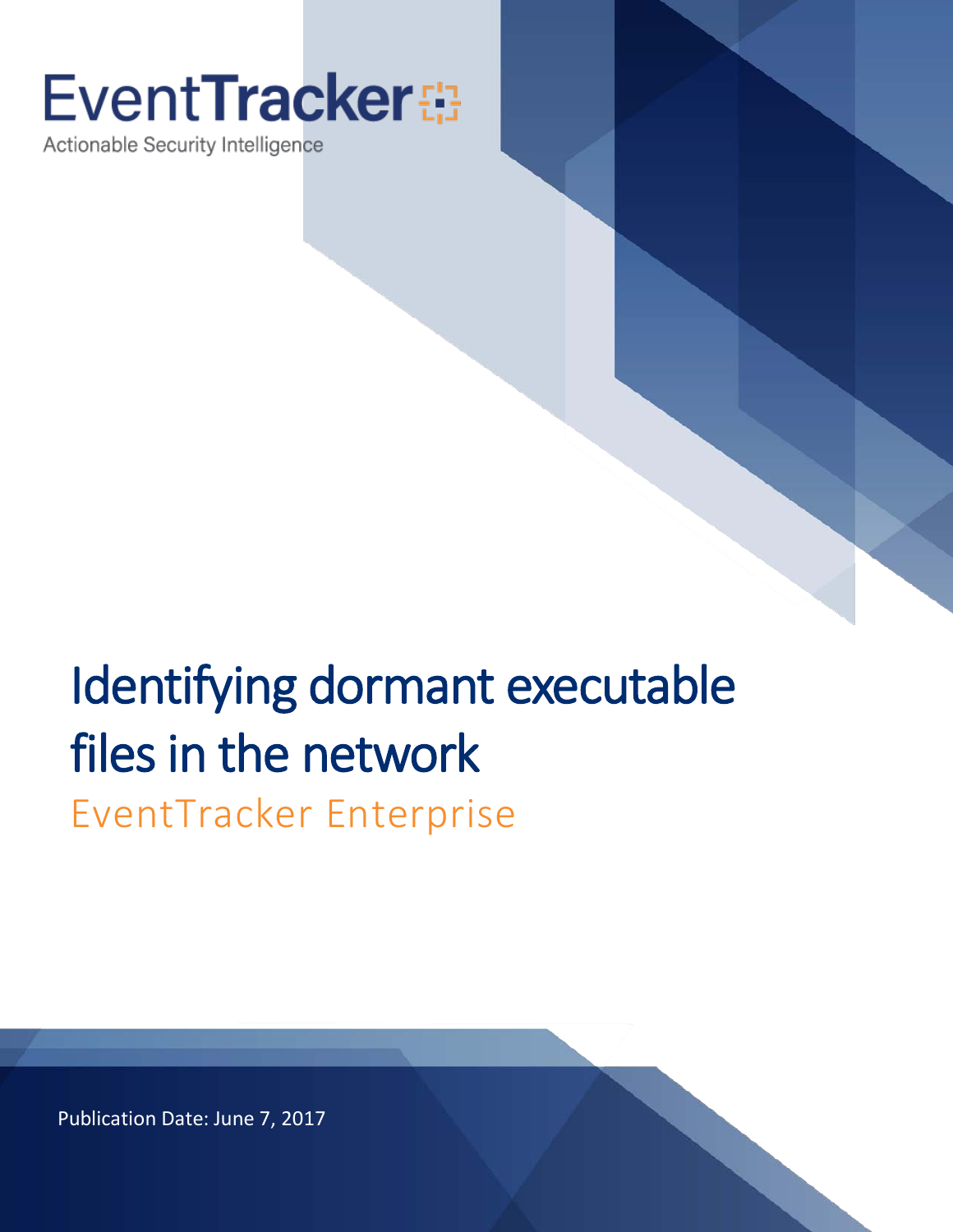EventTracker

Actionable Security Intelligence

# Identifying dormant executable files in the network

## EventTracker Enterprise

Publication Date: June 7, 2017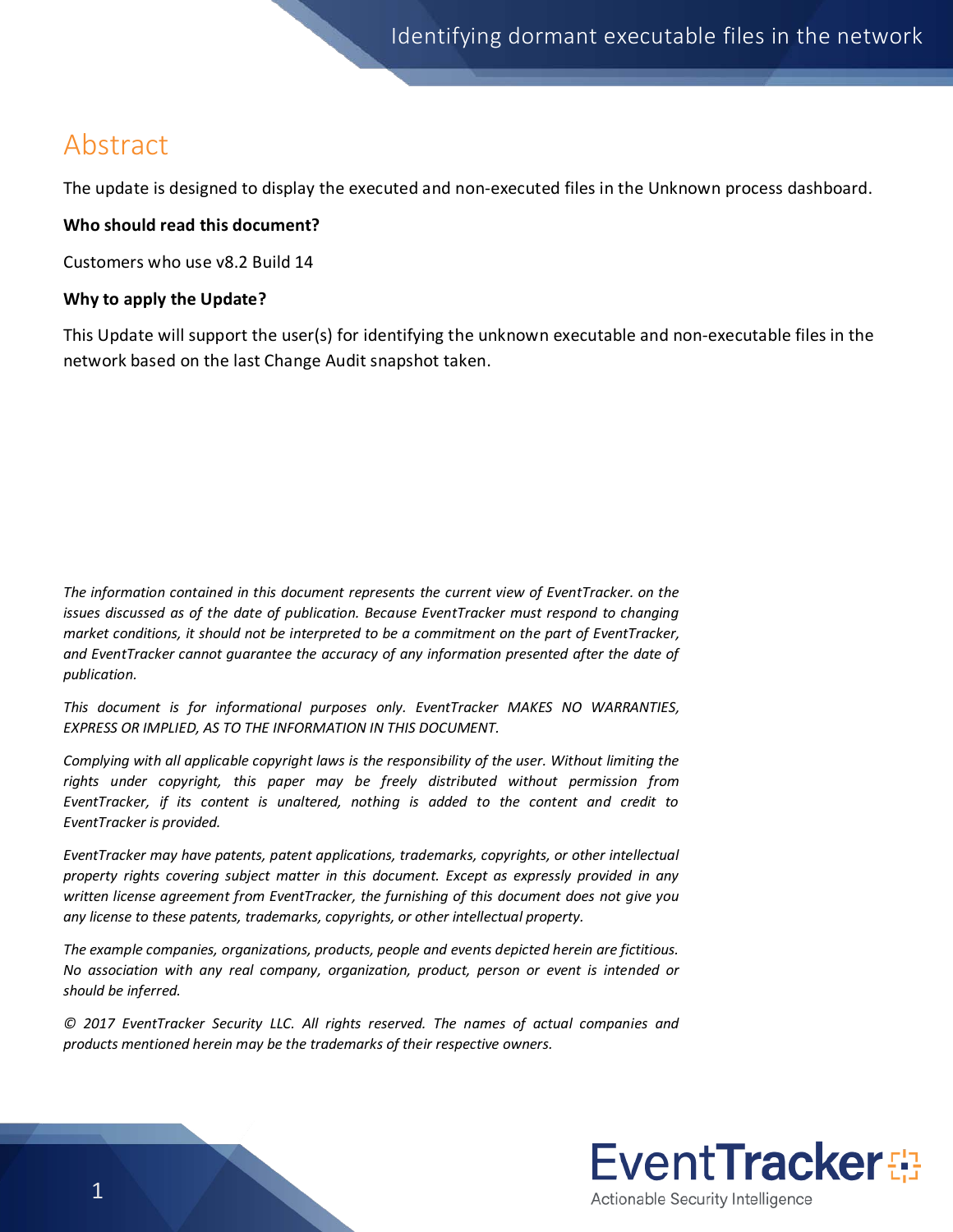# Abstract

The update is designed to display the executed and non-executed files in the Unknown process dashboard.

**Who should read this document?**

Customers who use v8.2 Build 14

**Why to apply the Update?**

This Update will support the user(s) for identifying the unknown executable and non-executable files in the network based on the last Change Audit snapshot taken.

*The information contained in this document represents the current view of EventTracker. on the issues discussed as of the date of publication. Because EventTracker must respond to changing market conditions, it should not be interpreted to be a commitment on the part of EventTracker, and EventTracker cannot guarantee the accuracy of any information presented after the date of publication.*

*This document is for informational purposes only. EventTracker MAKES NO WARRANTIES, EXPRESS OR IMPLIED, AS TO THE INFORMATION IN THIS DOCUMENT.*

*Complying with all applicable copyright laws is the responsibility of the user. Without limiting the rights under copyright, this paper may be freely distributed without permission from EventTracker, if its content is unaltered, nothing is added to the content and credit to EventTracker is provided.*

*EventTracker may have patents, patent applications, trademarks, copyrights, or other intellectual property rights covering subject matter in this document. Except as expressly provided in any written license agreement from EventTracker, the furnishing of this document does not give you any license to these patents, trademarks, copyrights, or other intellectual property.*

*The example companies, organizations, products, people and events depicted herein are fictitious. No association with any real company, organization, product, person or event is intended or should be inferred.*

*© 2017 EventTracker Security LLC. All rights reserved. The names of actual companies and products mentioned herein may be the trademarks of their respective owners.*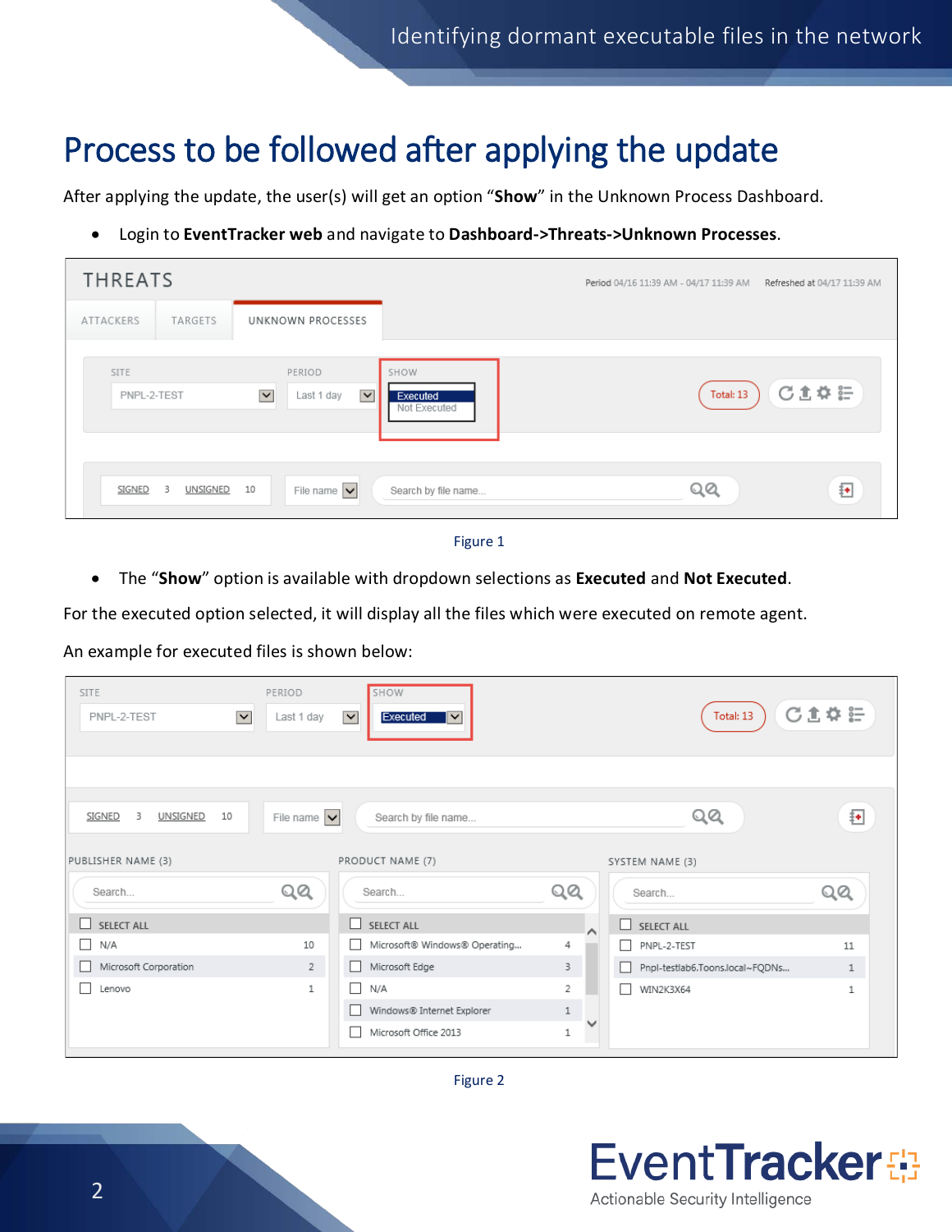# Process to be followed after applying the update

After applying the update, the user(s) will get an option "**Show**" in the Unknown Process Dashboard.

- Login to **EventTracker web** and navigate to **Dashboard->Threats->Unknown Processes**.

Figure 1

- The "**Show**" option is available with dropdown selections as **Executed** and **Not Executed**.

For the executed option selected, it will display all the files which were executed on remote agent.

An example for executed files is shown below:

Figure 2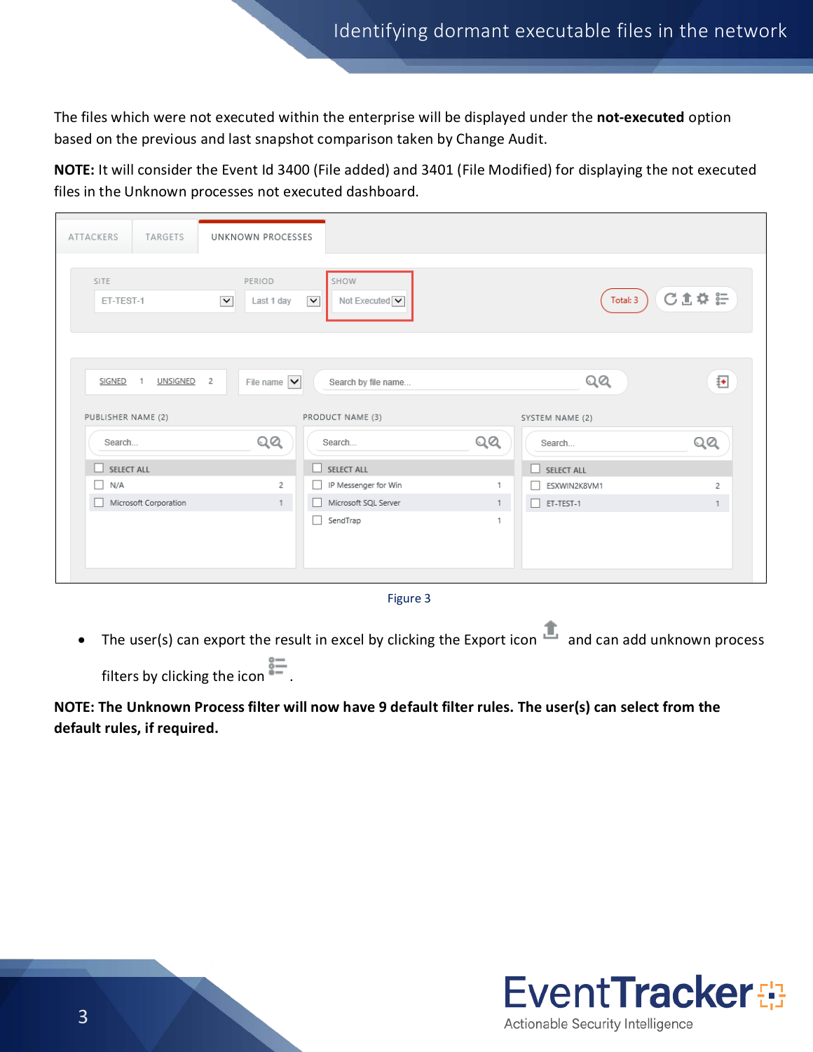The files which were not executed within the enterprise will be displayed under the **not-executed** option based on the previous and last snapshot comparison taken by Change Audit.

**NOTE:** It will consider the Event Id 3400 (File added) and 3401 (File Modified) for displaying the not executed files in the Unknown processes not executed dashboard.

Figure 3

- The user(s) can export the result in excel by clicking the Export icon and can add unknown process filters by clicking the icon .

**NOTE: The Unknown Process filter will now have 9 default filter rules. The user(s) can select from the default rules, if required.**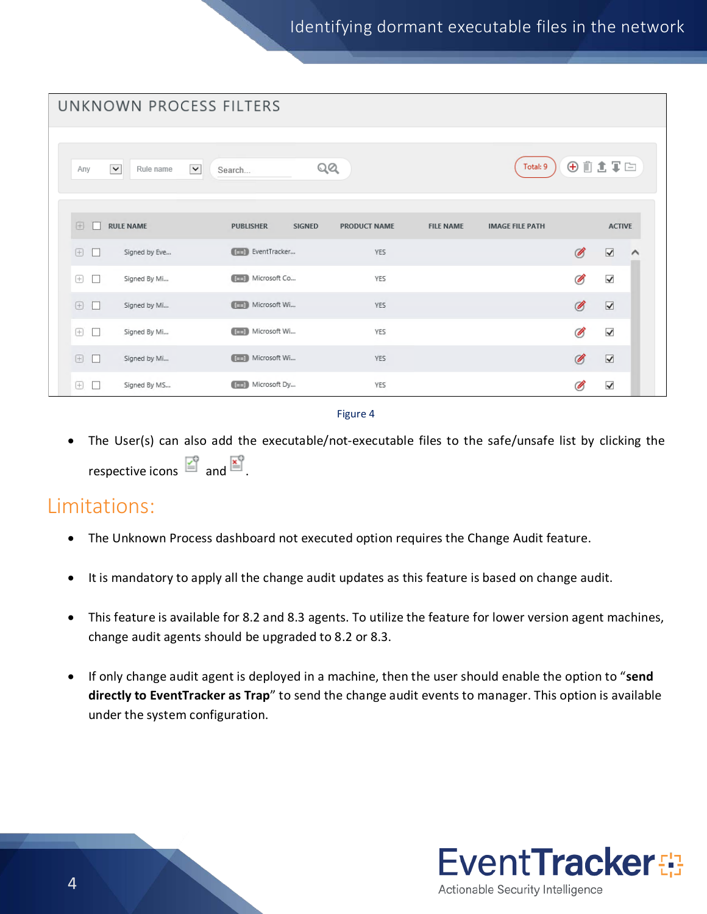UNKNOWN PROCESS FILTERS

Any | Rule name | Search... | Total: 9

| | | RULE NAME | PUBLISHER | SIGNED | PRODUCT NAME | FILE NAME | IMAGE FILE PATH | | ACTIVE |
|---|---|---|---|---|---|---|---|---|---|
| | | Signed by Eve... | EventTracker... | YES | | | | | |
| | | Signed By Mi... | Microsoft Co... | YES | | | | | |
| | | Signed by Mi... | Microsoft Wi... | YES | | | | | |
| | | Signed By Mi... | Microsoft Wi... | YES | | | | | |
| | | Signed by Mi... | Microsoft Wi... | YES | | | | | |
| | | Signed By MS... | Microsoft Dy... | YES | | | | | |

Figure 4

- The User(s) can also add the executable/not-executable files to the safe/unsafe list by clicking the respective icons and .

## Limitations:

- The Unknown Process dashboard not executed option requires the Change Audit feature.
- It is mandatory to apply all the change audit updates as this feature is based on change audit.
- This feature is available for 8.2 and 8.3 agents. To utilize the feature for lower version agent machines, change audit agents should be upgraded to 8.2 or 8.3.
- If only change audit agent is deployed in a machine, then the user should enable the option to "**send directly to EventTracker as Trap**" to send the change audit events to manager. This option is available under the system configuration.